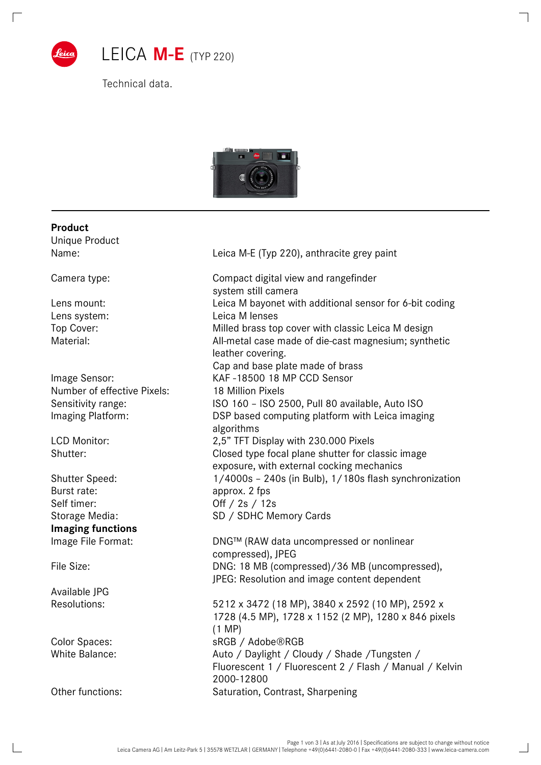# LEICA **M-E** (TYP 220)

Technical data.

| | |
|---|---|
| **Product** | |
| Unique Product Name: | Leica M-E (Typ 220), anthracite grey paint |
| Camera type: | Compact digital view and rangefinder system still camera |
| Lens mount: | Leica M bayonet with additional sensor for 6-bit coding |
| Lens system: | Leica M lenses |
| Top Cover: | Milled brass top cover with classic Leica M design |
| Material: | All-metal case made of die-cast magnesium; synthetic leather covering. Cap and base plate made of brass |
| Image Sensor: | KAF -18500 18 MP CCD Sensor |
| Number of effective Pixels: | 18 Million Pixels |
| Sensitivity range: | ISO 160 – ISO 2500, Pull 80 available, Auto ISO |
| Imaging Platform: | DSP based computing platform with Leica imaging algorithms |
| LCD Monitor: | 2,5" TFT Display with 230.000 Pixels |
| Shutter: | Closed type focal plane shutter for classic image exposure, with external cocking mechanics |
| Shutter Speed: | 1/4000s – 240s (in Bulb), 1/180s flash synchronization |
| Burst rate: | approx. 2 fps |
| Self timer: | Off / 2s / 12s |
| Storage Media: | SD / SDHC Memory Cards |
| **Imaging functions** | |
| Image File Format: | DNG™ (RAW data uncompressed or nonlinear compressed), JPEG |
| File Size: | DNG: 18 MB (compressed)/36 MB (uncompressed), JPEG: Resolution and image content dependent |
| Available JPG Resolutions: | 5212 x 3472 (18 MP), 3840 x 2592 (10 MP), 2592 x 1728 (4.5 MP), 1728 x 1152 (2 MP), 1280 x 846 pixels (1 MP) |
| Color Spaces: | sRGB / Adobe®RGB |
| White Balance: | Auto / Daylight / Cloudy / Shade /Tungsten / Fluorescent 1 / Fluorescent 2 / Flash / Manual / Kelvin 2000-12800 |
| Other functions: | Saturation, Contrast, Sharpening |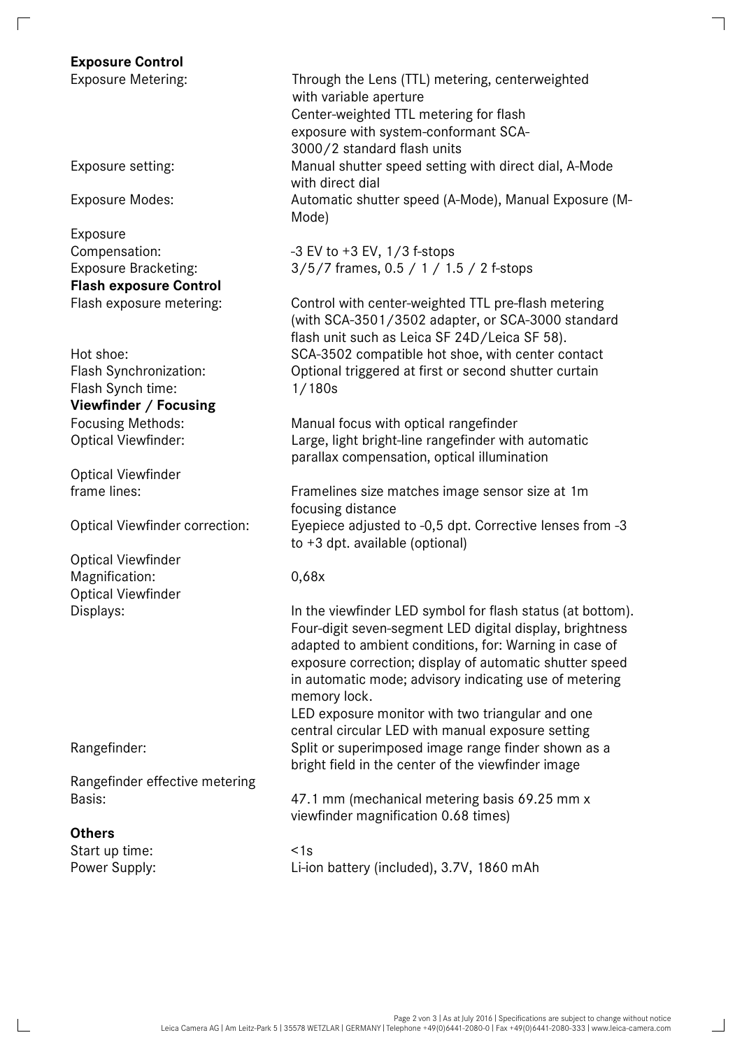**Exposure Control**

| | |
|---|---|
| Exposure Metering: | Through the Lens (TTL) metering, centerweighted with variable aperture<br>Center-weighted TTL metering for flash exposure with system-conformant SCA-3000/2 standard flash units |
| Exposure setting: | Manual shutter speed setting with direct dial, A-Mode with direct dial |
| Exposure Modes: | Automatic shutter speed (A-Mode), Manual Exposure (M-Mode) |
| Exposure Compensation: | -3 EV to +3 EV, 1/3 f-stops |
| Exposure Bracketing: | 3/5/7 frames, 0.5 / 1 / 1.5 / 2 f-stops |

**Flash exposure Control**

| | |
|---|---|
| Flash exposure metering: | Control with center-weighted TTL pre-flash metering (with SCA-3501/3502 adapter, or SCA-3000 standard flash unit such as Leica SF 24D/Leica SF 58). |
| Hot shoe: | SCA-3502 compatible hot shoe, with center contact |
| Flash Synchronization: | Optional triggered at first or second shutter curtain |
| Flash Synch time: | 1/180s |

**Viewfinder / Focusing**

| | |
|---|---|
| Focusing Methods: | Manual focus with optical rangefinder |
| Optical Viewfinder: | Large, light bright-line rangefinder with automatic parallax compensation, optical illumination |
| Optical Viewfinder frame lines: | Framelines size matches image sensor size at 1m focusing distance |
| Optical Viewfinder correction: | Eyepiece adjusted to -0,5 dpt. Corrective lenses from -3 to +3 dpt. available (optional) |
| Optical Viewfinder Magnification: | 0,68x |
| Optical Viewfinder Displays: | In the viewfinder LED symbol for flash status (at bottom). Four-digit seven-segment LED digital display, brightness adapted to ambient conditions, for: Warning in case of exposure correction; display of automatic shutter speed in automatic mode; advisory indicating use of metering memory lock.<br>LED exposure monitor with two triangular and one central circular LED with manual exposure setting |
| Rangefinder: | Split or superimposed image range finder shown as a bright field in the center of the viewfinder image |
| Rangefinder effective metering Basis: | 47.1 mm (mechanical metering basis 69.25 mm x viewfinder magnification 0.68 times) |

**Others**

| | |
|---|---|
| Start up time: | <1s |
| Power Supply: | Li-ion battery (included), 3.7V, 1860 mAh |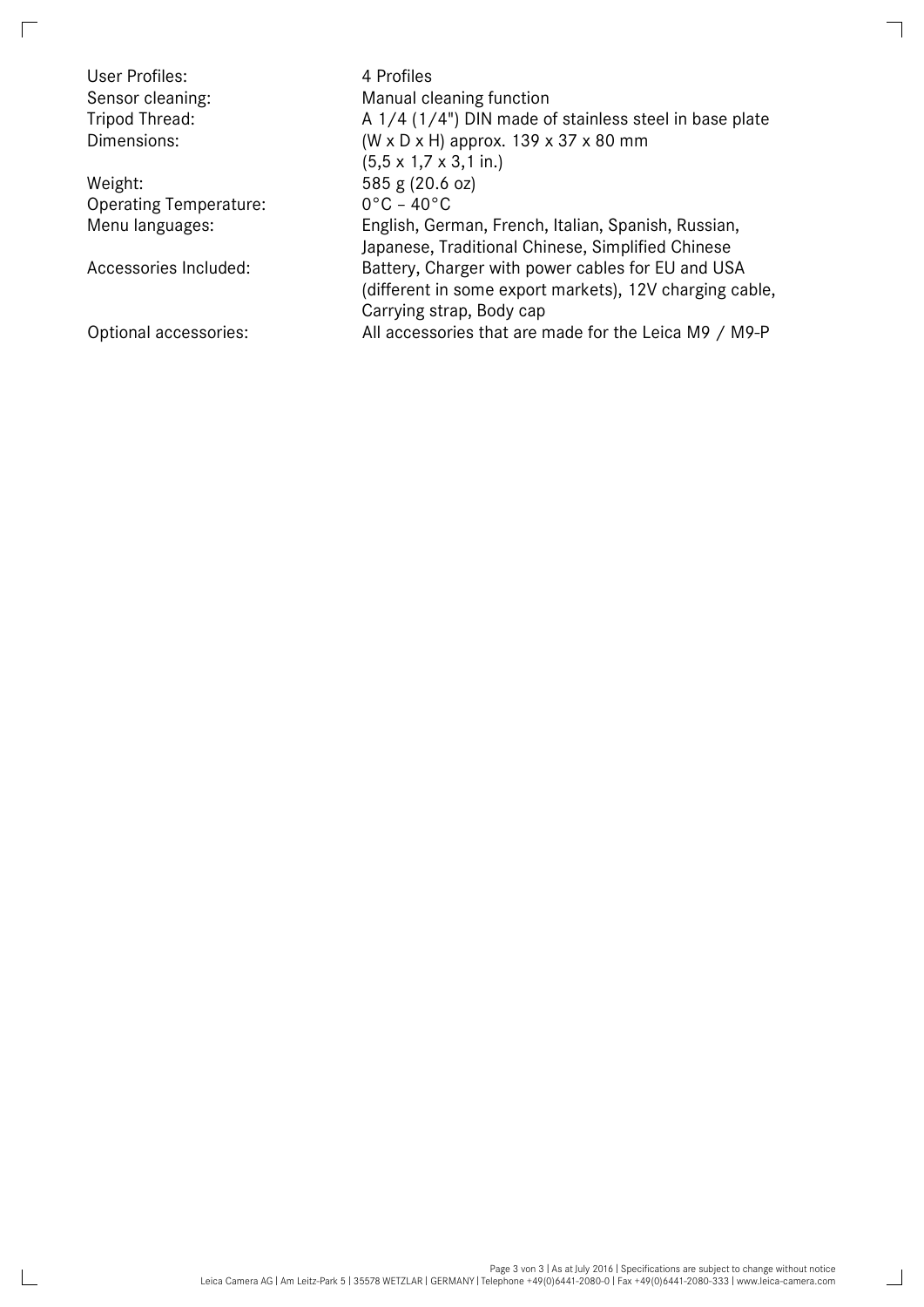| | |
|---|---|
| User Profiles: | 4 Profiles |
| Sensor cleaning: | Manual cleaning function |
| Tripod Thread: | A 1/4 (1/4") DIN made of stainless steel in base plate |
| Dimensions: | (W x D x H) approx. 139 x 37 x 80 mm (5,5 x 1,7 x 3,1 in.) |
| Weight: | 585 g (20.6 oz) |
| Operating Temperature: | 0°C – 40°C |
| Menu languages: | English, German, French, Italian, Spanish, Russian, Japanese, Traditional Chinese, Simplified Chinese |
| Accessories Included: | Battery, Charger with power cables for EU and USA (different in some export markets), 12V charging cable, Carrying strap, Body cap |
| Optional accessories: | All accessories that are made for the Leica M9 / M9-P |

As at July 2016 | Specifications are subject to change without notice
Leica Camera AG | Am Leitz-Park 5 | 35578 WETZLAR | GERMANY | Telephone +49(0)6441-2080-0 | Fax +49(0)6441-2080-333 | www.leica-camera.com